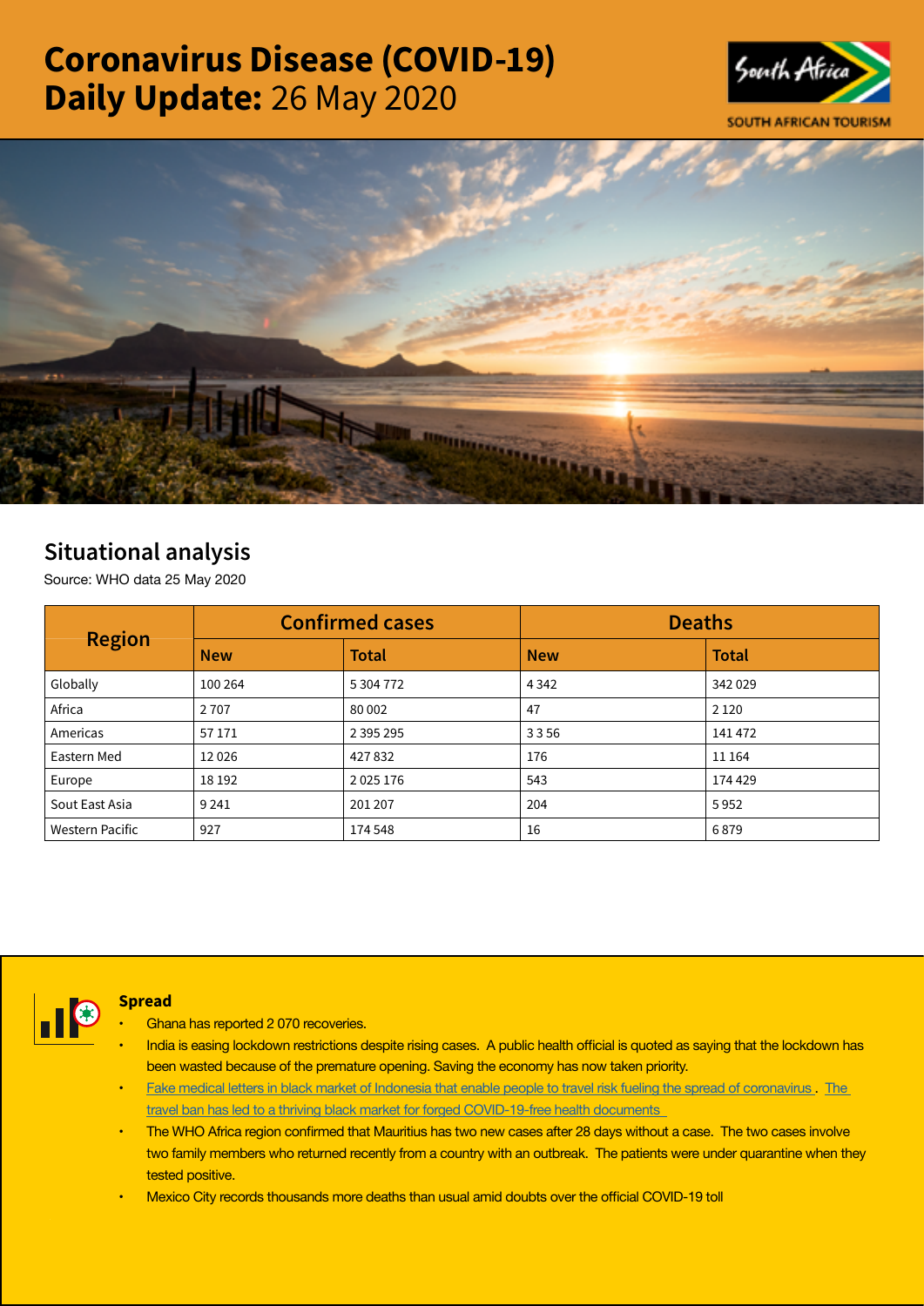# Coronavirus Disease (COVID-19) Daily Update: 26 May 2020

SOUTH AFRICAN TOURISM

## Situational analysis

Source: WHO data 25 May 2020

| Region | Confirmed cases | | Deaths | |
|---|---|---|---|---|
| | New | Total | New | Total |
| Globally | 100 264 | 5 304 772 | 4 342 | 342 029 |
| Africa | 2 707 | 80 002 | 47 | 2 120 |
| Americas | 57 171 | 2 395 295 | 3 3 56 | 141 472 |
| Eastern Med | 12 026 | 427 832 | 176 | 11 164 |
| Europe | 18 192 | 2 025 176 | 543 | 174 429 |
| Sout East Asia | 9 241 | 201 207 | 204 | 5 952 |
| Western Pacific | 927 | 174 548 | 16 | 6 879 |

### Spread

- Ghana has reported 2 070 recoveries.
- India is easing lockdown restrictions despite rising cases. A public health official is quoted as saying that the lockdown has been wasted because of the premature opening. Saving the economy has now taken priority.
- Fake medical letters in black market of Indonesia that enable people to travel risk fueling the spread of coronavirus . The travel ban has led to a thriving black market for forged COVID-19-free health documents
- The WHO Africa region confirmed that Mauritius has two new cases after 28 days without a case. The two cases involve two family members who returned recently from a country with an outbreak. The patients were under quarantine when they tested positive.
- Mexico City records thousands more deaths than usual amid doubts over the official COVID-19 toll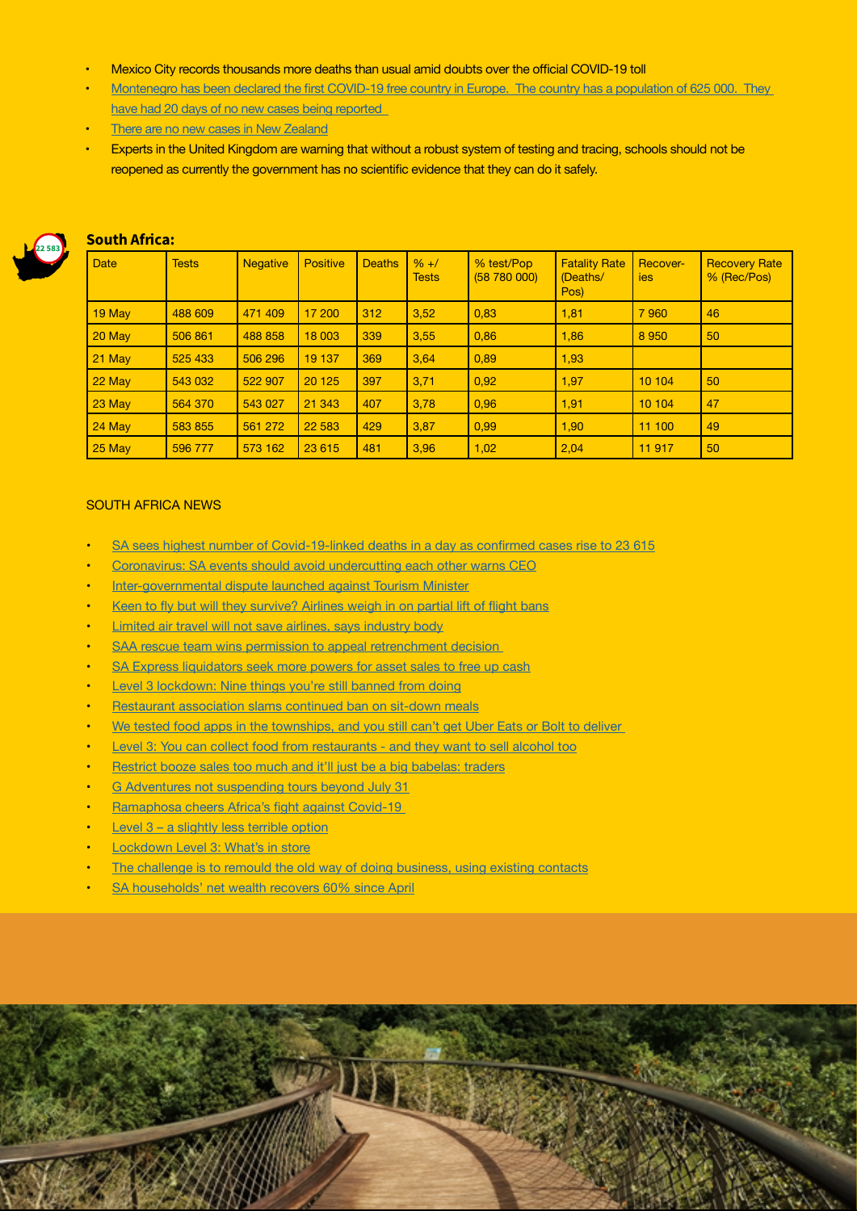- Mexico City records thousands more deaths than usual amid doubts over the official COVID-19 toll
- Montenegro has been declared the first COVID-19 free country in Europe. The country has a population of 625 000. They have had 20 days of no new cases being reported
- There are no new cases in New Zealand
- Experts in the United Kingdom are warning that without a robust system of testing and tracing, schools should not be reopened as currently the government has no scientific evidence that they can do it safely.

## South Africa:

| Date | Tests | Negative | Positive | Deaths | % +/ Tests | % test/Pop (58 780 000) | Fatality Rate (Deaths/ Pos) | Recover-ies | Recovery Rate % (Rec/Pos) |
|---|---|---|---|---|---|---|---|---|---|
| 19 May | 488 609 | 471 409 | 17 200 | 312 | 3,52 | 0,83 | 1,81 | 7 960 | 46 |
| 20 May | 506 861 | 488 858 | 18 003 | 339 | 3,55 | 0,86 | 1,86 | 8 950 | 50 |
| 21 May | 525 433 | 506 296 | 19 137 | 369 | 3,64 | 0,89 | 1,93 | | |
| 22 May | 543 032 | 522 907 | 20 125 | 397 | 3,71 | 0,92 | 1,97 | 10 104 | 50 |
| 23 May | 564 370 | 543 027 | 21 343 | 407 | 3,78 | 0,96 | 1,91 | 10 104 | 47 |
| 24 May | 583 855 | 561 272 | 22 583 | 429 | 3,87 | 0,99 | 1,90 | 11 100 | 49 |
| 25 May | 596 777 | 573 162 | 23 615 | 481 | 3,96 | 1,02 | 2,04 | 11 917 | 50 |

SOUTH AFRICA NEWS

- SA sees highest number of Covid-19-linked deaths in a day as confirmed cases rise to 23 615
- Coronavirus: SA events should avoid undercutting each other warns CEO
- Inter-governmental dispute launched against Tourism Minister
- Keen to fly but will they survive? Airlines weigh in on partial lift of flight bans
- Limited air travel will not save airlines, says industry body
- SAA rescue team wins permission to appeal retrenchment decision
- SA Express liquidators seek more powers for asset sales to free up cash
- Level 3 lockdown: Nine things you're still banned from doing
- Restaurant association slams continued ban on sit-down meals
- We tested food apps in the townships, and you still can't get Uber Eats or Bolt to deliver
- Level 3: You can collect food from restaurants - and they want to sell alcohol too
- Restrict booze sales too much and it'll just be a big babelas: traders
- G Adventures not suspending tours beyond July 31
- Ramaphosa cheers Africa's fight against Covid-19
- Level 3 – a slightly less terrible option
- Lockdown Level 3: What's in store
- The challenge is to remould the old way of doing business, using existing contacts
- SA households' net wealth recovers 60% since April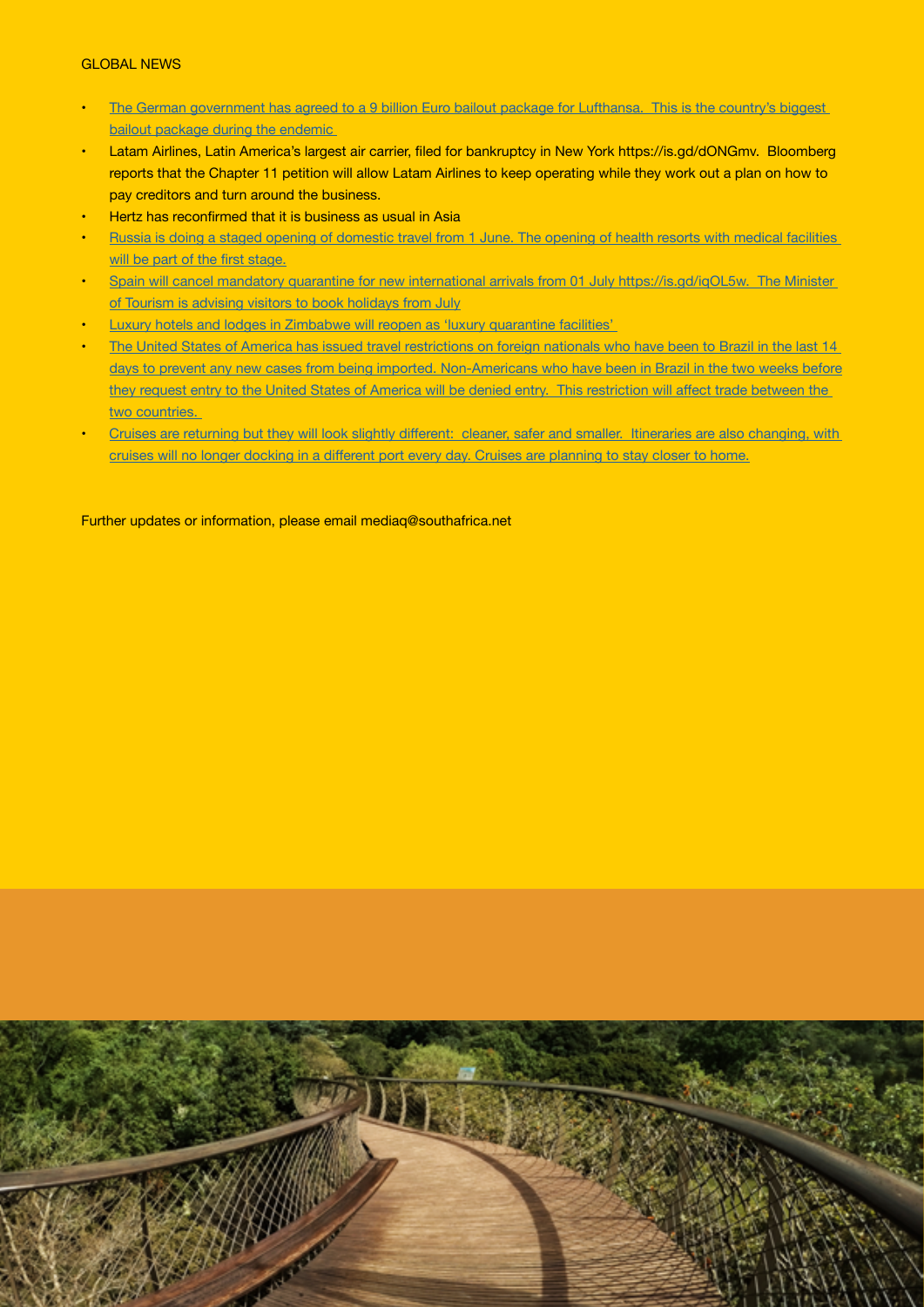GLOBAL NEWS

- The German government has agreed to a 9 billion Euro bailout package for Lufthansa. This is the country's biggest bailout package during the endemic
- Latam Airlines, Latin America's largest air carrier, filed for bankruptcy in New York https://is.gd/dONGmv. Bloomberg reports that the Chapter 11 petition will allow Latam Airlines to keep operating while they work out a plan on how to pay creditors and turn around the business.
- Hertz has reconfirmed that it is business as usual in Asia
- Russia is doing a staged opening of domestic travel from 1 June. The opening of health resorts with medical facilities will be part of the first stage.
- Spain will cancel mandatory quarantine for new international arrivals from 01 July https://is.gd/iqOL5w. The Minister of Tourism is advising visitors to book holidays from July
- Luxury hotels and lodges in Zimbabwe will reopen as 'luxury quarantine facilities'
- The United States of America has issued travel restrictions on foreign nationals who have been to Brazil in the last 14 days to prevent any new cases from being imported. Non-Americans who have been in Brazil in the two weeks before they request entry to the United States of America will be denied entry. This restriction will affect trade between the two countries.
- Cruises are returning but they will look slightly different: cleaner, safer and smaller. Itineraries are also changing, with cruises will no longer docking in a different port every day. Cruises are planning to stay closer to home.

Further updates or information, please email mediaq@southafrica.net